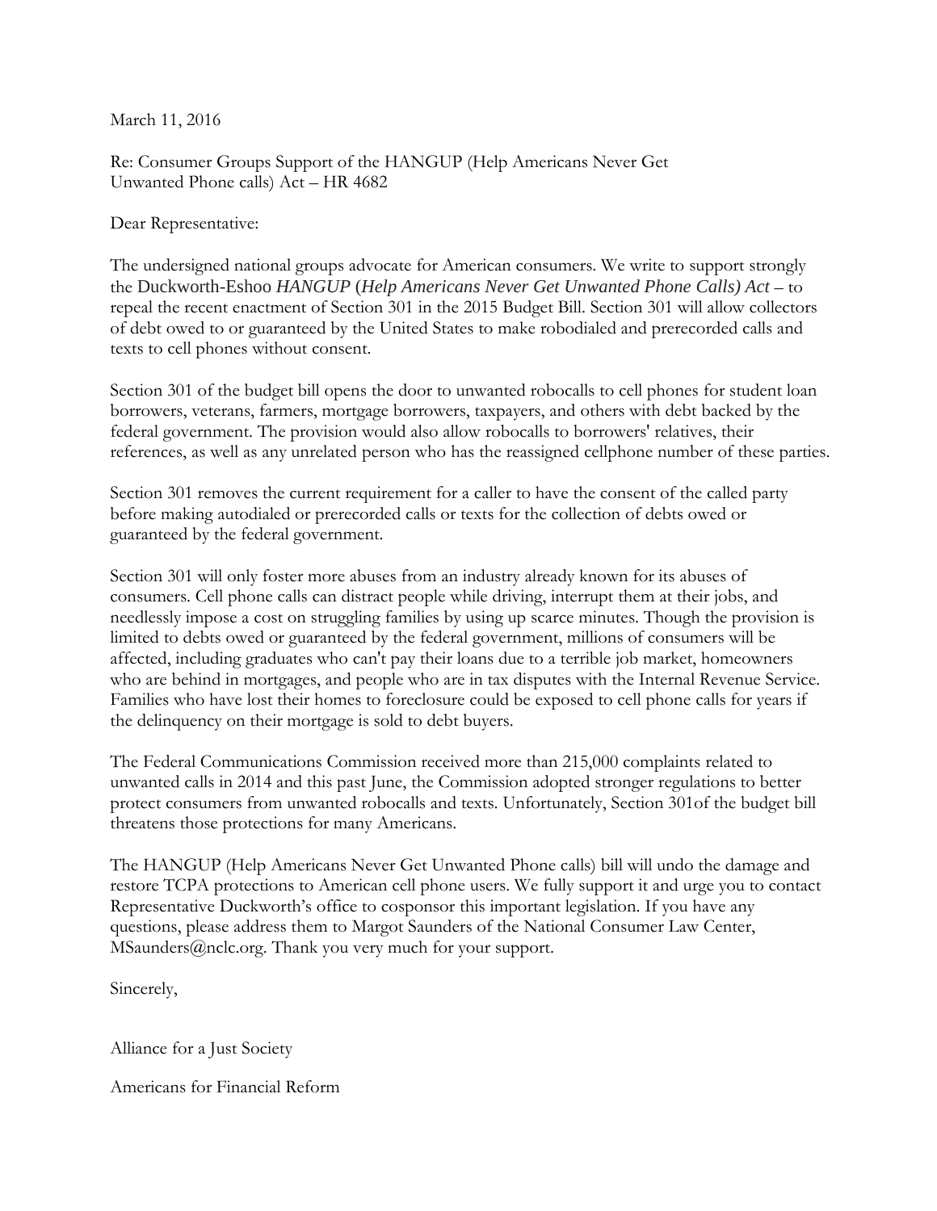March 11, 2016

Re: Consumer Groups Support of the HANGUP (Help Americans Never Get Unwanted Phone calls) Act – HR 4682

Dear Representative:

The undersigned national groups advocate for American consumers. We write to support strongly the Duckworth-Eshoo *HANGUP* (*Help Americans Never Get Unwanted Phone Calls) Act* – to repeal the recent enactment of Section 301 in the 2015 Budget Bill. Section 301 will allow collectors of debt owed to or guaranteed by the United States to make robodialed and prerecorded calls and texts to cell phones without consent.

Section 301 of the budget bill opens the door to unwanted robocalls to cell phones for student loan borrowers, veterans, farmers, mortgage borrowers, taxpayers, and others with debt backed by the federal government. The provision would also allow robocalls to borrowers' relatives, their references, as well as any unrelated person who has the reassigned cellphone number of these parties.

Section 301 removes the current requirement for a caller to have the consent of the called party before making autodialed or prerecorded calls or texts for the collection of debts owed or guaranteed by the federal government.

Section 301 will only foster more abuses from an industry already known for its abuses of consumers. Cell phone calls can distract people while driving, interrupt them at their jobs, and needlessly impose a cost on struggling families by using up scarce minutes. Though the provision is limited to debts owed or guaranteed by the federal government, millions of consumers will be affected, including graduates who can't pay their loans due to a terrible job market, homeowners who are behind in mortgages, and people who are in tax disputes with the Internal Revenue Service. Families who have lost their homes to foreclosure could be exposed to cell phone calls for years if the delinquency on their mortgage is sold to debt buyers.

The Federal Communications Commission received more than 215,000 complaints related to unwanted calls in 2014 and this past June, the Commission adopted stronger regulations to better protect consumers from unwanted robocalls and texts. Unfortunately, Section 301of the budget bill threatens those protections for many Americans.

The HANGUP (Help Americans Never Get Unwanted Phone calls) bill will undo the damage and restore TCPA protections to American cell phone users. We fully support it and urge you to contact Representative Duckworth's office to cosponsor this important legislation. If you have any questions, please address them to Margot Saunders of the National Consumer Law Center, MSaunders@nclc.org. Thank you very much for your support.

Sincerely,

Alliance for a Just Society

Americans for Financial Reform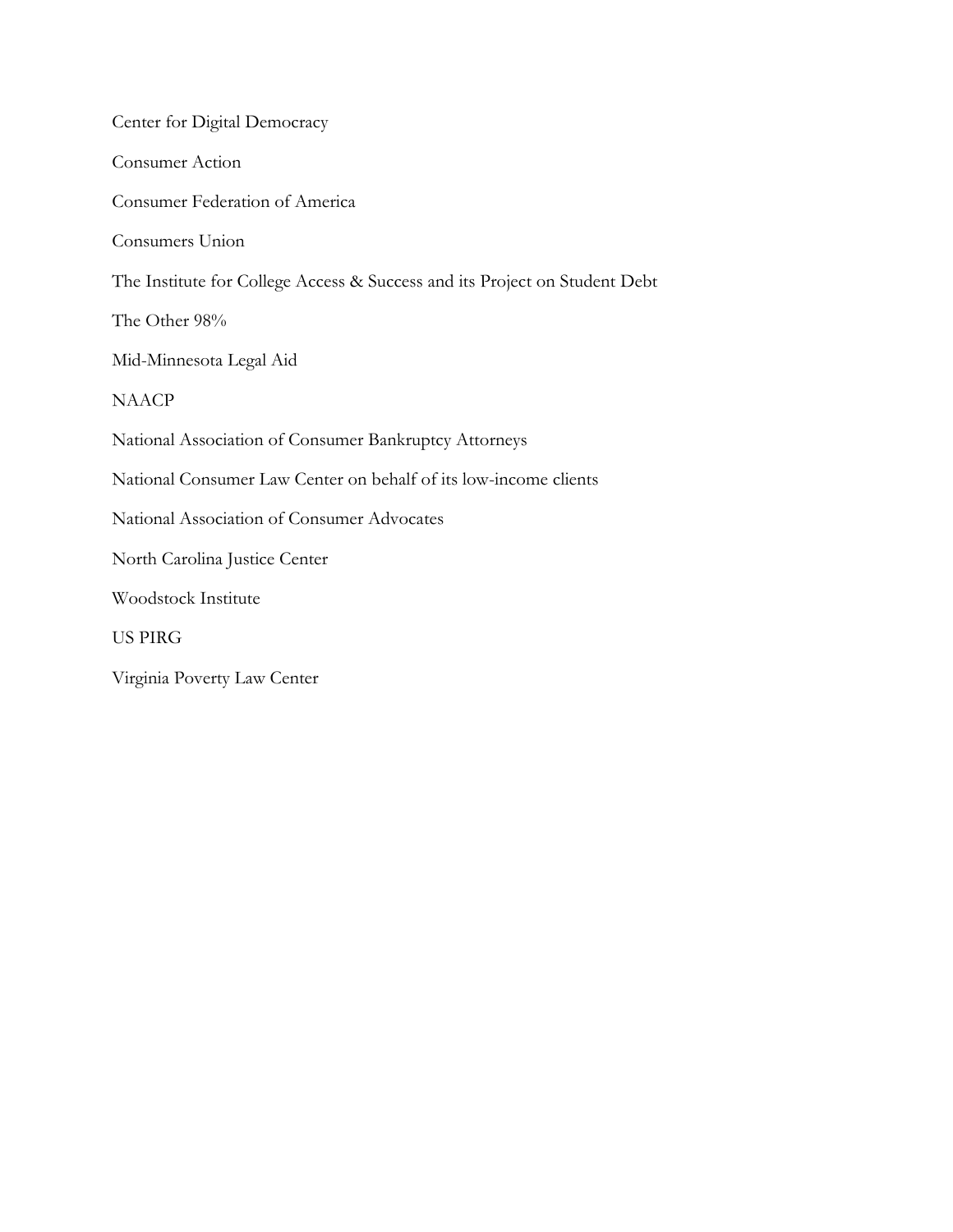Center for Digital Democracy

Consumer Action

Consumer Federation of America

Consumers Union

The Institute for College Access & Success and its Project on Student Debt

The Other 98%

Mid-Minnesota Legal Aid

NAACP

National Association of Consumer Bankruptcy Attorneys

National Consumer Law Center on behalf of its low-income clients

National Association of Consumer Advocates

North Carolina Justice Center

Woodstock Institute

US PIRG

Virginia Poverty Law Center